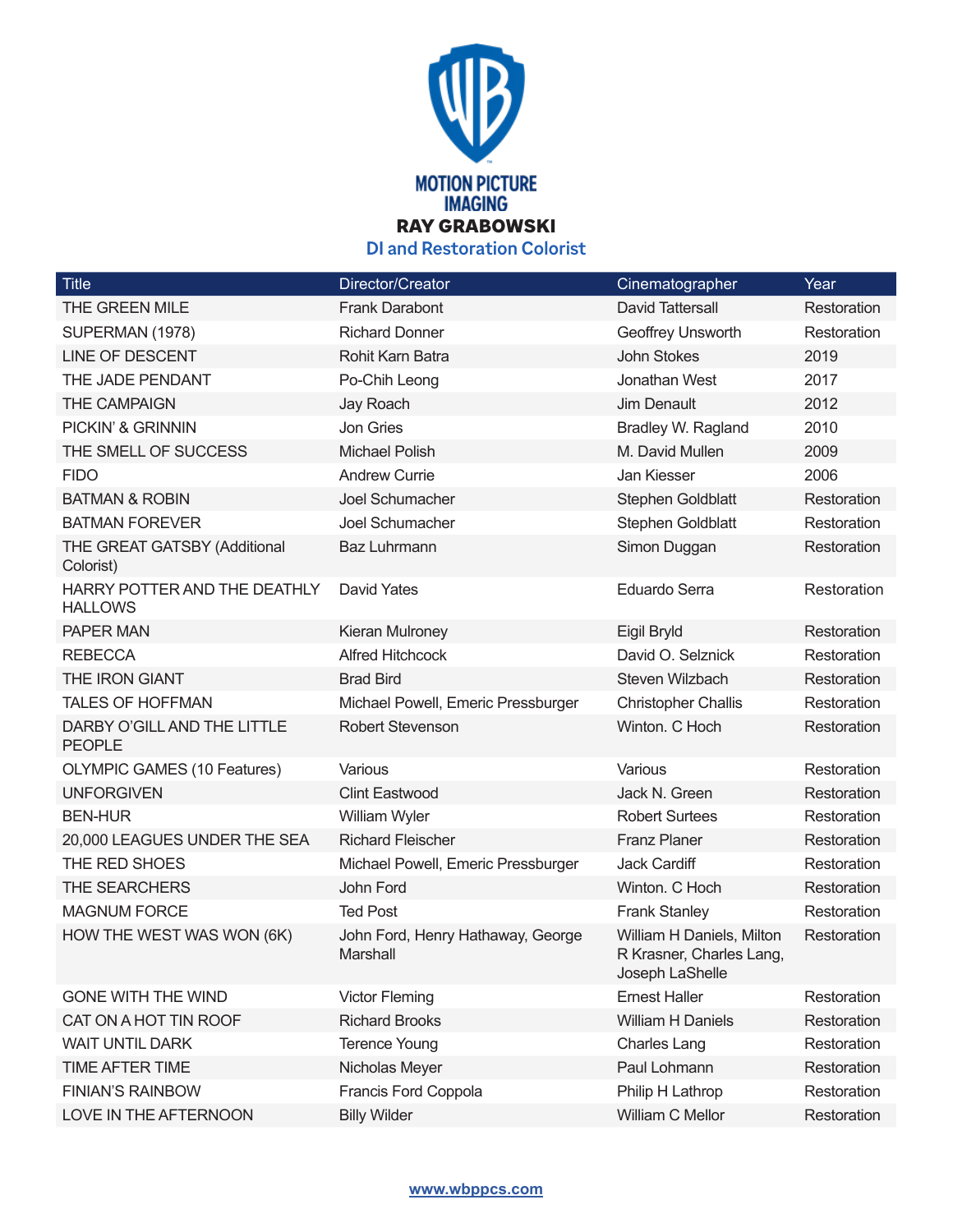# MOTION PICTURE IMAGING

## RAY GRABOWSKI

### DI and Restoration Colorist

| Title | Director/Creator | Cinematographer | Year |
|---|---|---|---|
| THE GREEN MILE | Frank Darabont | David Tattersall | Restoration |
| SUPERMAN (1978) | Richard Donner | Geoffrey Unsworth | Restoration |
| LINE OF DESCENT | Rohit Karn Batra | John Stokes | 2019 |
| THE JADE PENDANT | Po-Chih Leong | Jonathan West | 2017 |
| THE CAMPAIGN | Jay Roach | Jim Denault | 2012 |
| PICKIN' & GRINNIN | Jon Gries | Bradley W. Ragland | 2010 |
| THE SMELL OF SUCCESS | Michael Polish | M. David Mullen | 2009 |
| FIDO | Andrew Currie | Jan Kiesser | 2006 |
| BATMAN & ROBIN | Joel Schumacher | Stephen Goldblatt | Restoration |
| BATMAN FOREVER | Joel Schumacher | Stephen Goldblatt | Restoration |
| THE GREAT GATSBY (Additional Colorist) | Baz Luhrmann | Simon Duggan | Restoration |
| HARRY POTTER AND THE DEATHLY HALLOWS | David Yates | Eduardo Serra | Restoration |
| PAPER MAN | Kieran Mulroney | Eigil Bryld | Restoration |
| REBECCA | Alfred Hitchcock | David O. Selznick | Restoration |
| THE IRON GIANT | Brad Bird | Steven Wilzbach | Restoration |
| TALES OF HOFFMAN | Michael Powell, Emeric Pressburger | Christopher Challis | Restoration |
| DARBY O'GILL AND THE LITTLE PEOPLE | Robert Stevenson | Winton. C Hoch | Restoration |
| OLYMPIC GAMES (10 Features) | Various | Various | Restoration |
| UNFORGIVEN | Clint Eastwood | Jack N. Green | Restoration |
| BEN-HUR | William Wyler | Robert Surtees | Restoration |
| 20,000 LEAGUES UNDER THE SEA | Richard Fleischer | Franz Planer | Restoration |
| THE RED SHOES | Michael Powell, Emeric Pressburger | Jack Cardiff | Restoration |
| THE SEARCHERS | John Ford | Winton. C Hoch | Restoration |
| MAGNUM FORCE | Ted Post | Frank Stanley | Restoration |
| HOW THE WEST WAS WON (6K) | John Ford, Henry Hathaway, George Marshall | William H Daniels, Milton R Krasner, Charles Lang, Joseph LaShelle | Restoration |
| GONE WITH THE WIND | Victor Fleming | Ernest Haller | Restoration |
| CAT ON A HOT TIN ROOF | Richard Brooks | William H Daniels | Restoration |
| WAIT UNTIL DARK | Terence Young | Charles Lang | Restoration |
| TIME AFTER TIME | Nicholas Meyer | Paul Lohmann | Restoration |
| FINIAN'S RAINBOW | Francis Ford Coppola | Philip H Lathrop | Restoration |
| LOVE IN THE AFTERNOON | Billy Wilder | William C Mellor | Restoration |

www.wbppcs.com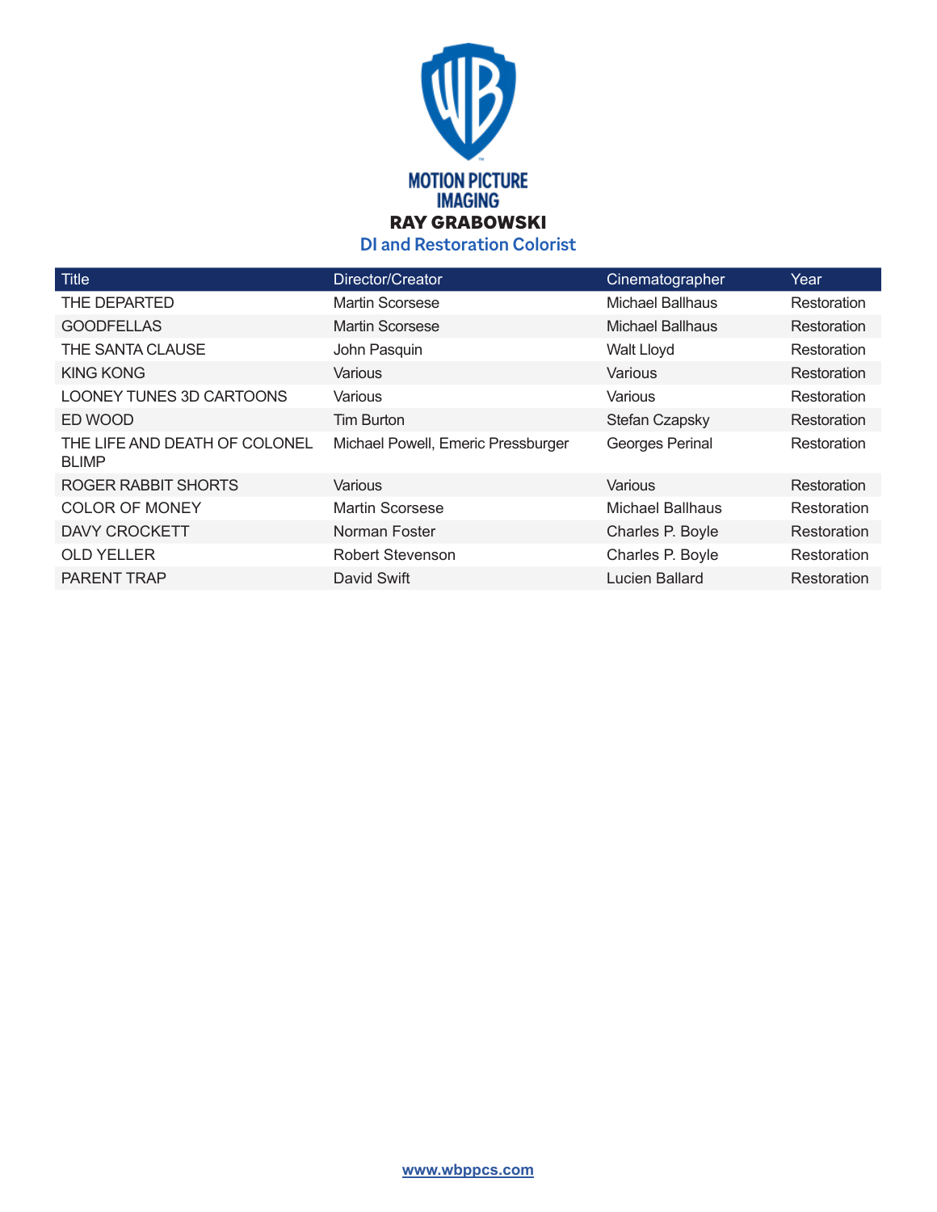MOTION PICTURE IMAGING

# RAY GRABOWSKI

## DI and Restoration Colorist

| Title | Director/Creator | Cinematographer | Year |
|---|---|---|---|
| THE DEPARTED | Martin Scorsese | Michael Ballhaus | Restoration |
| GOODFELLAS | Martin Scorsese | Michael Ballhaus | Restoration |
| THE SANTA CLAUSE | John Pasquin | Walt Lloyd | Restoration |
| KING KONG | Various | Various | Restoration |
| LOONEY TUNES 3D CARTOONS | Various | Various | Restoration |
| ED WOOD | Tim Burton | Stefan Czapsky | Restoration |
| THE LIFE AND DEATH OF COLONEL BLIMP | Michael Powell, Emeric Pressburger | Georges Perinal | Restoration |
| ROGER RABBIT SHORTS | Various | Various | Restoration |
| COLOR OF MONEY | Martin Scorsese | Michael Ballhaus | Restoration |
| DAVY CROCKETT | Norman Foster | Charles P. Boyle | Restoration |
| OLD YELLER | Robert Stevenson | Charles P. Boyle | Restoration |
| PARENT TRAP | David Swift | Lucien Ballard | Restoration |

www.wbppcs.com